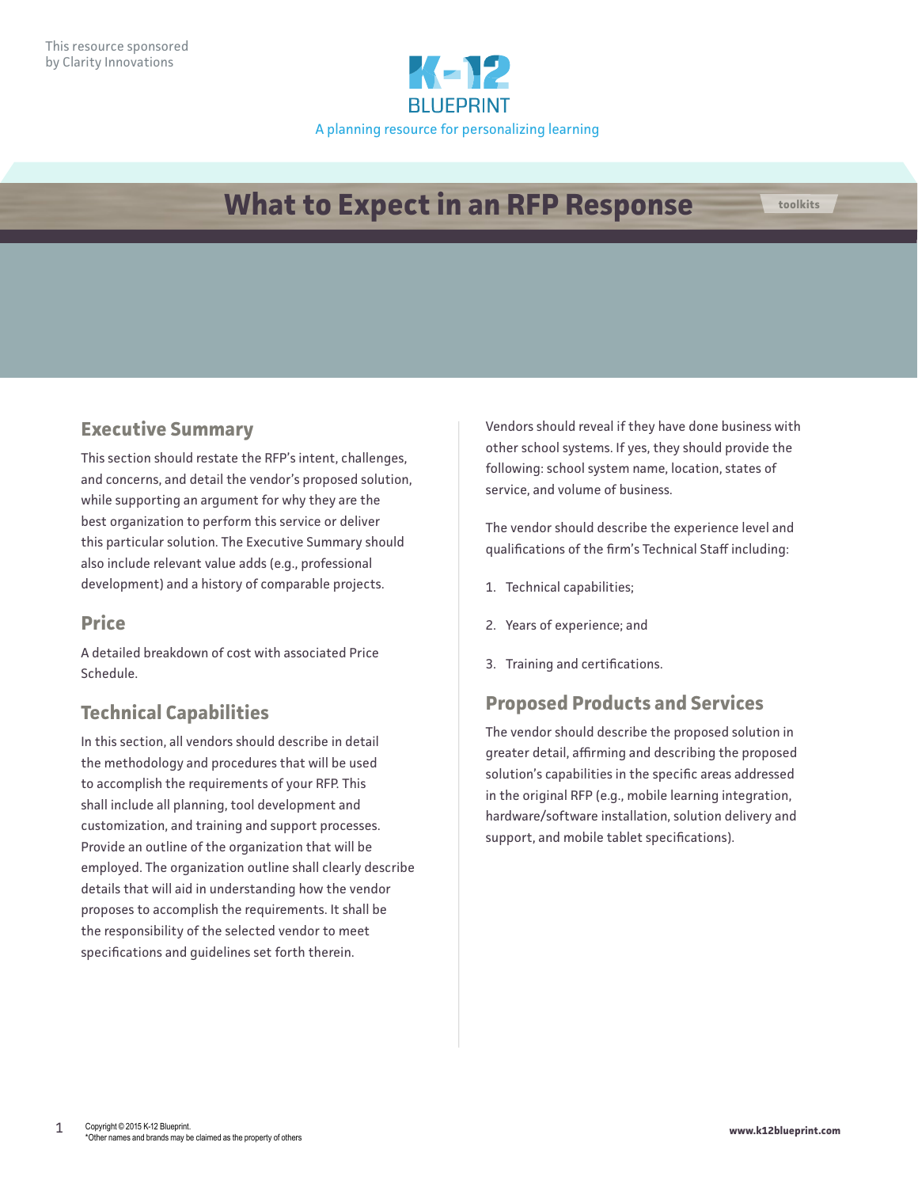This resource sponsored by Clarity Innovations

K-12 BLUEPRINT

A planning resource for personalizing learning

# What to Expect in an RFP Response

toolkits

## Executive Summary

This section should restate the RFP's intent, challenges, and concerns, and detail the vendor's proposed solution, while supporting an argument for why they are the best organization to perform this service or deliver this particular solution. The Executive Summary should also include relevant value adds (e.g., professional development) and a history of comparable projects.

## Price

A detailed breakdown of cost with associated Price Schedule.

## Technical Capabilities

In this section, all vendors should describe in detail the methodology and procedures that will be used to accomplish the requirements of your RFP. This shall include all planning, tool development and customization, and training and support processes. Provide an outline of the organization that will be employed. The organization outline shall clearly describe details that will aid in understanding how the vendor proposes to accomplish the requirements. It shall be the responsibility of the selected vendor to meet specifications and guidelines set forth therein.

Vendors should reveal if they have done business with other school systems. If yes, they should provide the following: school system name, location, states of service, and volume of business.

The vendor should describe the experience level and qualifications of the firm's Technical Staff including:

1. Technical capabilities;
2. Years of experience; and
3. Training and certifications.

## Proposed Products and Services

The vendor should describe the proposed solution in greater detail, affirming and describing the proposed solution's capabilities in the specific areas addressed in the original RFP (e.g., mobile learning integration, hardware/software installation, solution delivery and support, and mobile tablet specifications).

Copyright © 2015 K-12 Blueprint.
*Other names and brands may be claimed as the property of others

www.k12blueprint.com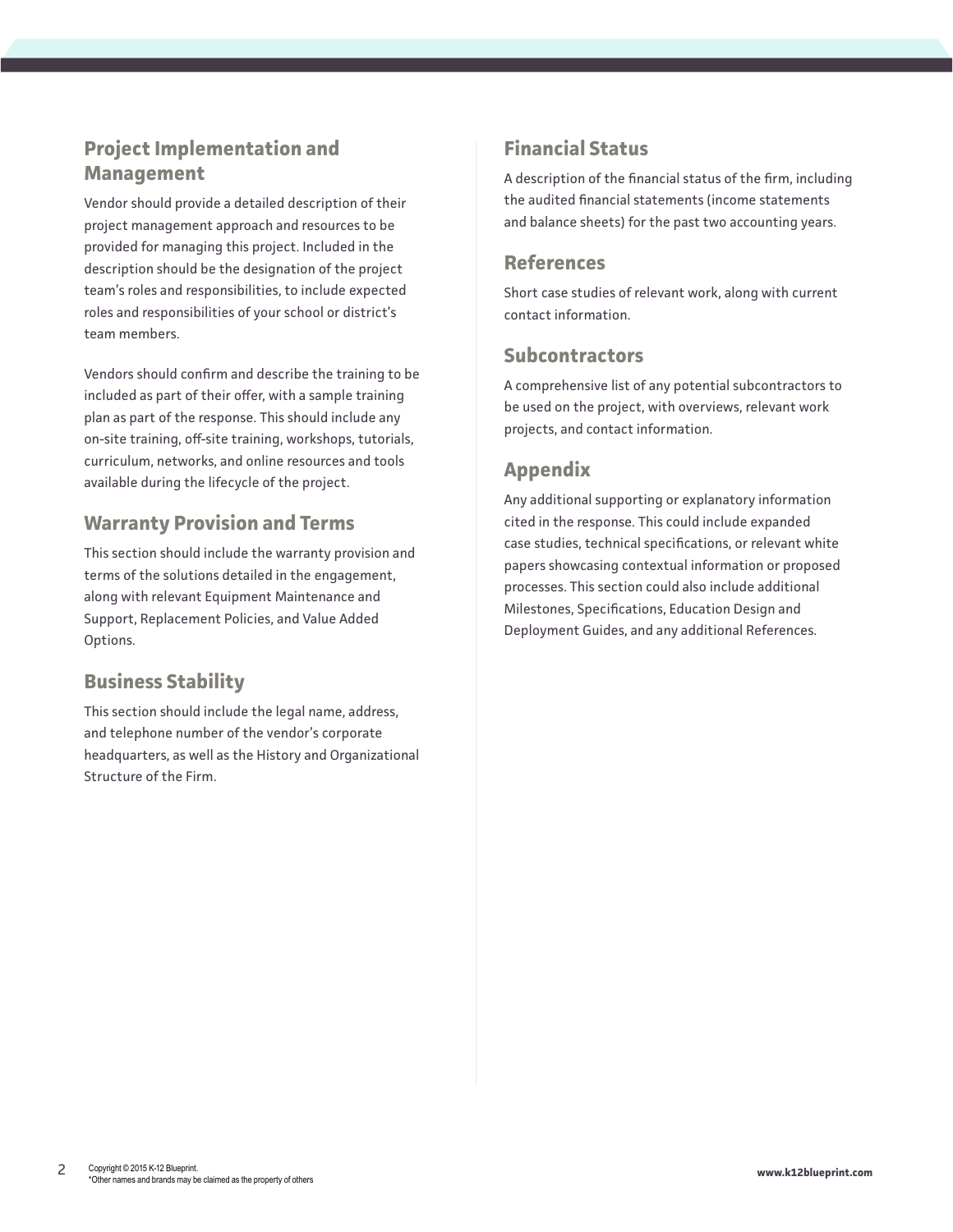## Project Implementation and Management

Vendor should provide a detailed description of their project management approach and resources to be provided for managing this project. Included in the description should be the designation of the project team's roles and responsibilities, to include expected roles and responsibilities of your school or district's team members.

Vendors should confirm and describe the training to be included as part of their offer, with a sample training plan as part of the response. This should include any on-site training, off-site training, workshops, tutorials, curriculum, networks, and online resources and tools available during the lifecycle of the project.

## Warranty Provision and Terms

This section should include the warranty provision and terms of the solutions detailed in the engagement, along with relevant Equipment Maintenance and Support, Replacement Policies, and Value Added Options.

## Business Stability

This section should include the legal name, address, and telephone number of the vendor's corporate headquarters, as well as the History and Organizational Structure of the Firm.

## Financial Status

A description of the financial status of the firm, including the audited financial statements (income statements and balance sheets) for the past two accounting years.

## References

Short case studies of relevant work, along with current contact information.

## Subcontractors

A comprehensive list of any potential subcontractors to be used on the project, with overviews, relevant work projects, and contact information.

## Appendix

Any additional supporting or explanatory information cited in the response. This could include expanded case studies, technical specifications, or relevant white papers showcasing contextual information or proposed processes. This section could also include additional Milestones, Specifications, Education Design and Deployment Guides, and any additional References.

Copyright © 2015 K-12 Blueprint.
*Other names and brands may be claimed as the property of others

www.k12blueprint.com